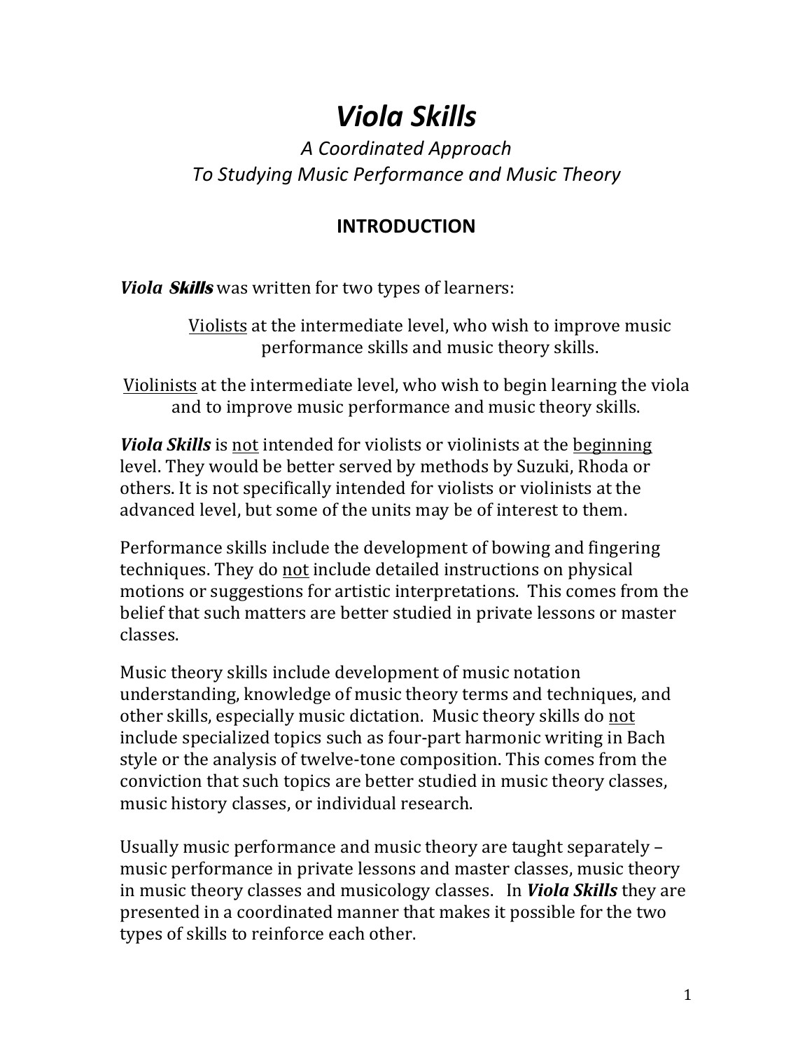# *Viola Skills*

## *A Coordinated Approach*
## *To Studying Music Performance and Music Theory*

## INTRODUCTION

***Viola Skills*** was written for two types of learners:

<u>Violists</u> at the intermediate level, who wish to improve music performance skills and music theory skills.

<u>Violinists</u> at the intermediate level, who wish to begin learning the viola and to improve music performance and music theory skills.

***Viola Skills*** is <u>not</u> intended for violists or violinists at the <u>beginning</u> level. They would be better served by methods by Suzuki, Rhoda or others. It is not specifically intended for violists or violinists at the advanced level, but some of the units may be of interest to them.

Performance skills include the development of bowing and fingering techniques. They do <u>not</u> include detailed instructions on physical motions or suggestions for artistic interpretations. This comes from the belief that such matters are better studied in private lessons or master classes.

Music theory skills include development of music notation understanding, knowledge of music theory terms and techniques, and other skills, especially music dictation. Music theory skills do <u>not</u> include specialized topics such as four-part harmonic writing in Bach style or the analysis of twelve-tone composition. This comes from the conviction that such topics are better studied in music theory classes, music history classes, or individual research.

Usually music performance and music theory are taught separately – music performance in private lessons and master classes, music theory in music theory classes and musicology classes. In ***Viola Skills*** they are presented in a coordinated manner that makes it possible for the two types of skills to reinforce each other.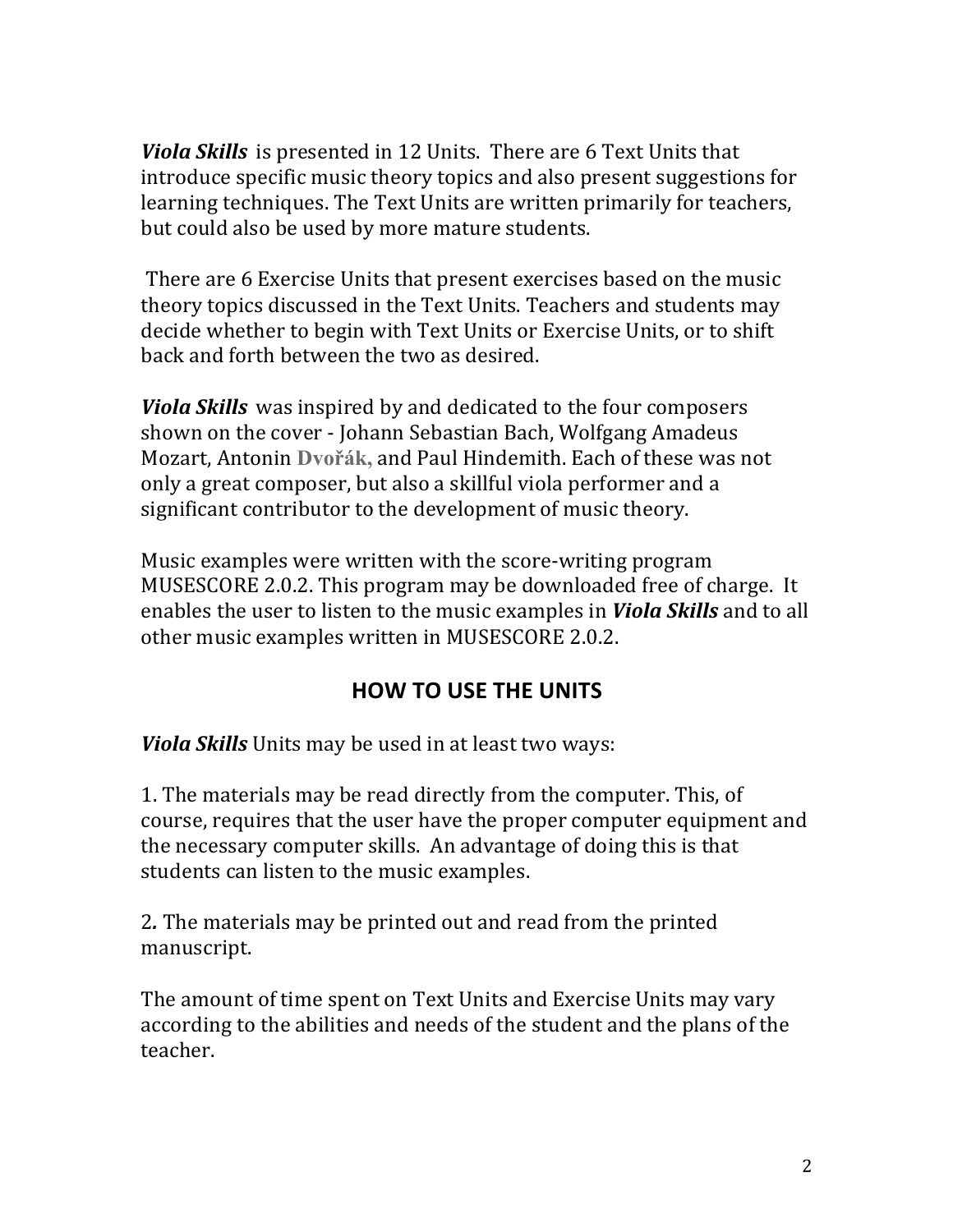***Viola Skills*** is presented in 12 Units. There are 6 Text Units that introduce specific music theory topics and also present suggestions for learning techniques. The Text Units are written primarily for teachers, but could also be used by more mature students.

There are 6 Exercise Units that present exercises based on the music theory topics discussed in the Text Units. Teachers and students may decide whether to begin with Text Units or Exercise Units, or to shift back and forth between the two as desired.

***Viola Skills*** was inspired by and dedicated to the four composers shown on the cover - Johann Sebastian Bach, Wolfgang Amadeus Mozart, Antonin **Dvořák,** and Paul Hindemith. Each of these was not only a great composer, but also a skillful viola performer and a significant contributor to the development of music theory.

Music examples were written with the score-writing program MUSESCORE 2.0.2. This program may be downloaded free of charge. It enables the user to listen to the music examples in ***Viola Skills*** and to all other music examples written in MUSESCORE 2.0.2.

## HOW TO USE THE UNITS

***Viola Skills*** Units may be used in at least two ways:

1. The materials may be read directly from the computer. This, of course, requires that the user have the proper computer equipment and the necessary computer skills. An advantage of doing this is that students can listen to the music examples.

2. The materials may be printed out and read from the printed manuscript.

The amount of time spent on Text Units and Exercise Units may vary according to the abilities and needs of the student and the plans of the teacher.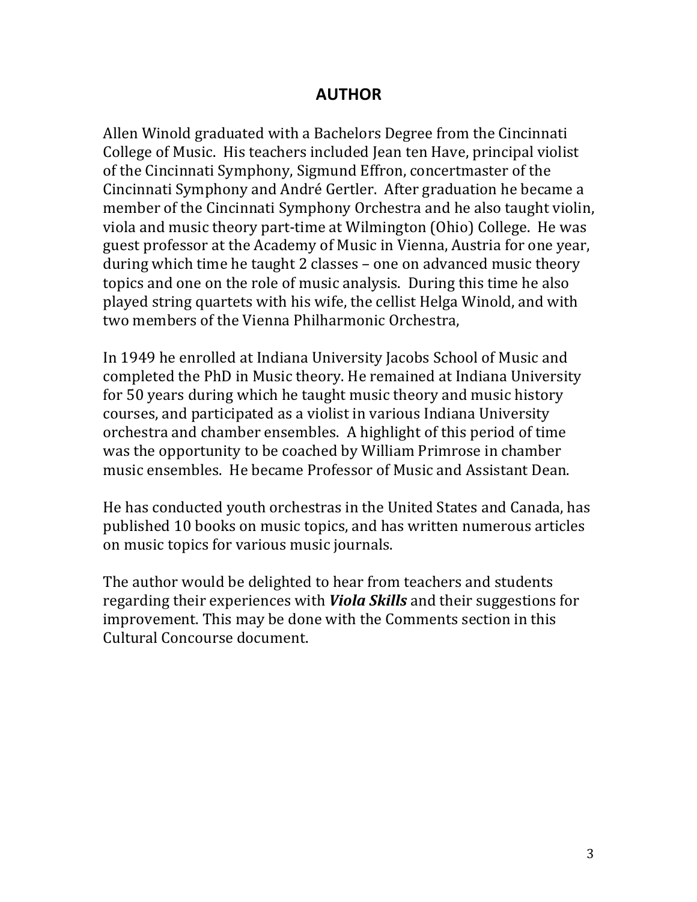## AUTHOR

Allen Winold graduated with a Bachelors Degree from the Cincinnati College of Music. His teachers included Jean ten Have, principal violist of the Cincinnati Symphony, Sigmund Effron, concertmaster of the Cincinnati Symphony and André Gertler. After graduation he became a member of the Cincinnati Symphony Orchestra and he also taught violin, viola and music theory part-time at Wilmington (Ohio) College. He was guest professor at the Academy of Music in Vienna, Austria for one year, during which time he taught 2 classes – one on advanced music theory topics and one on the role of music analysis. During this time he also played string quartets with his wife, the cellist Helga Winold, and with two members of the Vienna Philharmonic Orchestra,

In 1949 he enrolled at Indiana University Jacobs School of Music and completed the PhD in Music theory. He remained at Indiana University for 50 years during which he taught music theory and music history courses, and participated as a violist in various Indiana University orchestra and chamber ensembles. A highlight of this period of time was the opportunity to be coached by William Primrose in chamber music ensembles. He became Professor of Music and Assistant Dean.

He has conducted youth orchestras in the United States and Canada, has published 10 books on music topics, and has written numerous articles on music topics for various music journals.

The author would be delighted to hear from teachers and students regarding their experiences with ***Viola Skills*** and their suggestions for improvement. This may be done with the Comments section in this Cultural Concourse document.